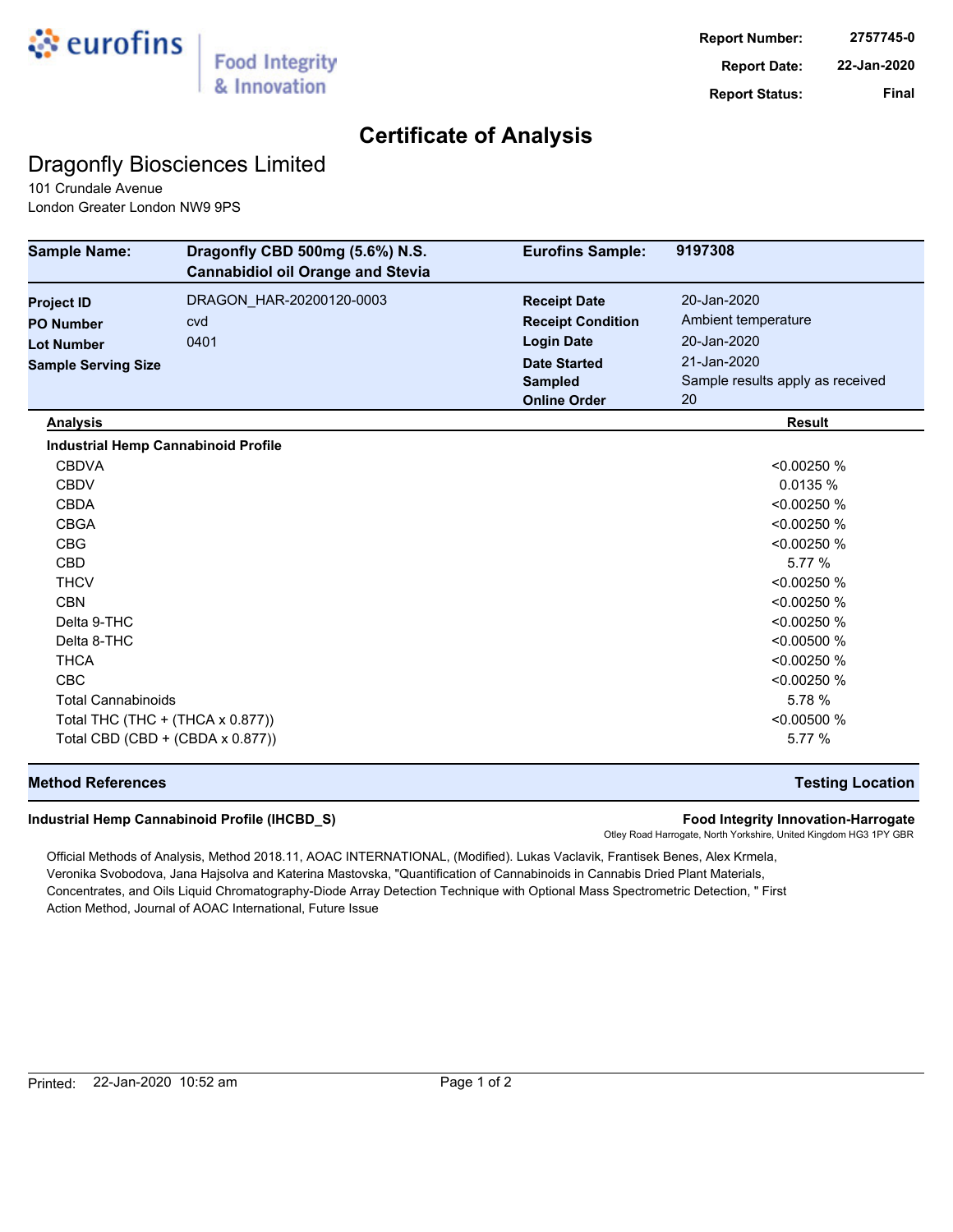eurofins | Food Integrity & Innovation

**Report Number:** 2757745-0
**Report Date:** 22-Jan-2020
**Report Status:** Final

# Certificate of Analysis

## Dragonfly Biosciences Limited

101 Crundale Avenue
London Greater London NW9 9PS

| **Sample Name:** | **Dragonfly CBD 500mg (5.6%) N.S. Cannabidiol oil Orange and Stevia** | **Eurofins Sample:** | **9197308** |
|---|---|---|---|
| **Project ID** | DRAGON_HAR-20200120-0003 | **Receipt Date** | 20-Jan-2020 |
| **PO Number** | cvd | **Receipt Condition** | Ambient temperature |
| **Lot Number** | 0401 | **Login Date** | 20-Jan-2020 |
| **Sample Serving Size** | | **Date Started** | 21-Jan-2020 |
| | | **Sampled** | Sample results apply as received |
| | | **Online Order** | 20 |

| Analysis | Result |
|---|---|
| **Industrial Hemp Cannabinoid Profile** | |
| CBDVA | <0.00250 % |
| CBDV | 0.0135 % |
| CBDA | <0.00250 % |
| CBGA | <0.00250 % |
| CBG | <0.00250 % |
| CBD | 5.77 % |
| THCV | <0.00250 % |
| CBN | <0.00250 % |
| Delta 9-THC | <0.00250 % |
| Delta 8-THC | <0.00500 % |
| THCA | <0.00250 % |
| CBC | <0.00250 % |
| Total Cannabinoids | 5.78 % |
| Total THC (THC + (THCA x 0.877)) | <0.00500 % |
| Total CBD (CBD + (CBDA x 0.877)) | 5.77 % |

| **Method References** | **Testing Location** |
|---|---|
| **Industrial Hemp Cannabinoid Profile (IHCBD_S)** | **Food Integrity Innovation-Harrogate**<br>Otley Road Harrogate, North Yorkshire, United Kingdom HG3 1PY GBR |

Official Methods of Analysis, Method 2018.11, AOAC INTERNATIONAL, (Modified). Lukas Vaclavik, Frantisek Benes, Alex Krmela, Veronika Svobodova, Jana Hajsolva and Katerina Mastovska, "Quantification of Cannabinoids in Cannabis Dried Plant Materials, Concentrates, and Oils Liquid Chromatography-Diode Array Detection Technique with Optional Mass Spectrometric Detection, " First Action Method, Journal of AOAC International, Future Issue

Printed: 22-Jan-2020 10:52 am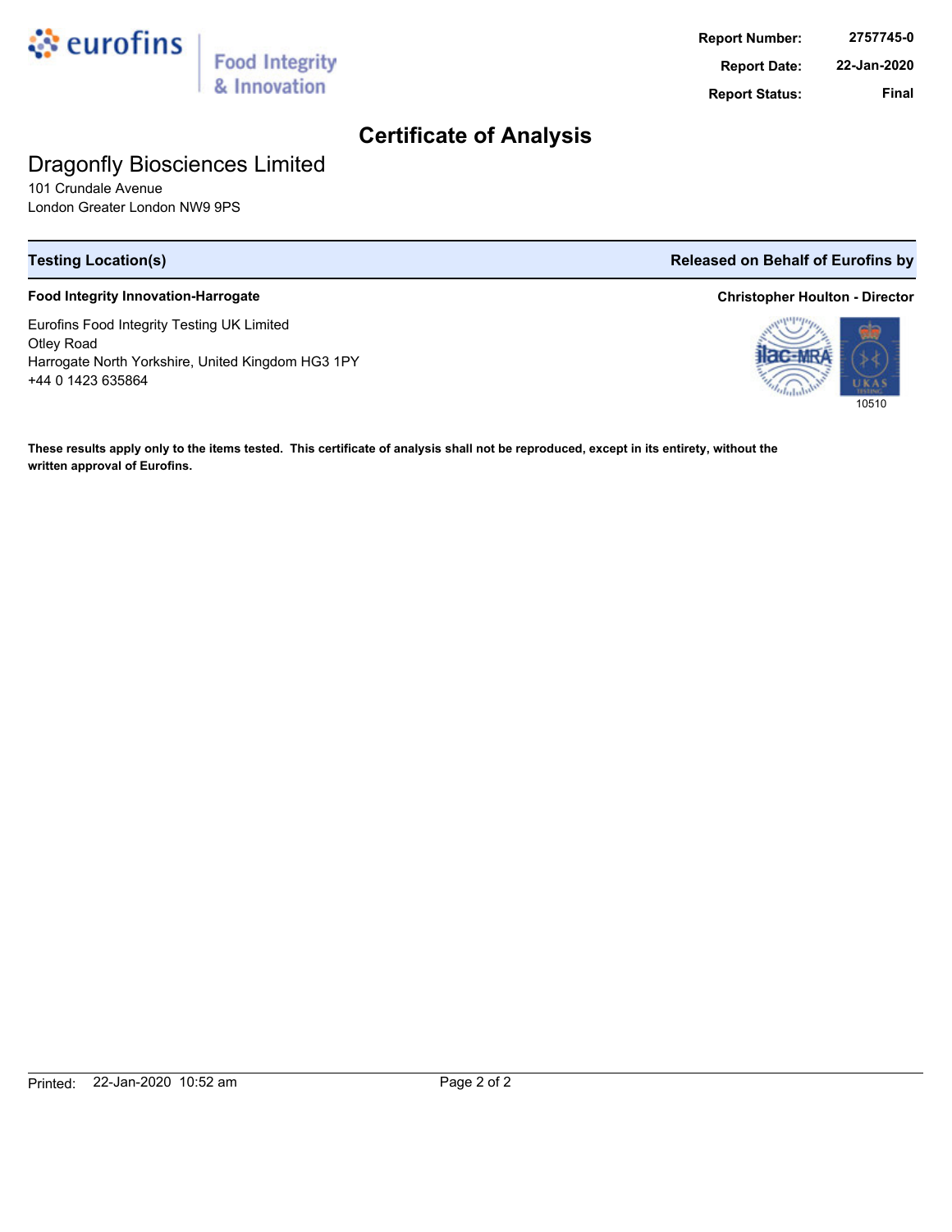Report Number: 2757745-0
Report Date: 22-Jan-2020
Report Status: Final

# Certificate of Analysis

## Dragonfly Biosciences Limited

101 Crundale Avenue
London Greater London NW9 9PS

| Testing Location(s) | Released on Behalf of Eurofins by |
|---|---|
| **Food Integrity Innovation-Harrogate** | **Christopher Houlton - Director** |

Eurofins Food Integrity Testing UK Limited
Otley Road
Harrogate North Yorkshire, United Kingdom HG3 1PY
+44 0 1423 635864

10510

**These results apply only to the items tested. This certificate of analysis shall not be reproduced, except in its entirety, without the written approval of Eurofins.**

Printed: 22-Jan-2020 10:52 am